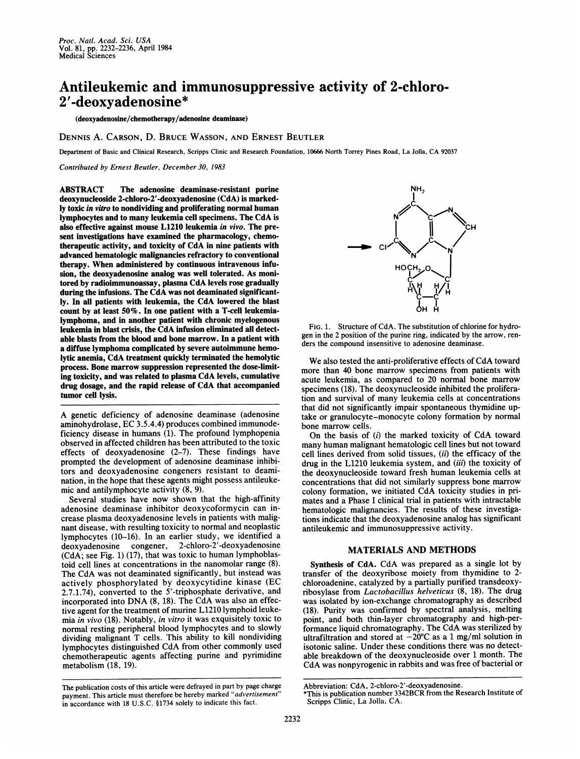# Antileukemic and immunosuppressive activity of 2-chloro-2′-deoxyadenosine*

(deoxyadenosine/chemotherapy/adenosine deaminase)

DENNIS A. CARSON, D. BRUCE WASSON, AND ERNEST BEUTLER

Department of Basic and Clinical Research, Scripps Clinic and Research Foundation, 10666 North Torrey Pines Road, La Jolla, CA 92037

*Contributed by Ernest Beutler, December 30, 1983*

**ABSTRACT** The adenosine deaminase-resistant purine deoxynucleoside 2-chloro-2′-deoxyadenosine (CdA) is markedly toxic *in vitro* to nondividing and proliferating normal human lymphocytes and to many leukemia cell specimens. The CdA is also effective against mouse L1210 leukemia *in vivo*. The present investigations have examined the pharmacology, chemotherapeutic activity, and toxicity of CdA in nine patients with advanced hematologic malignancies refractory to conventional therapy. When administered by continuous intravenous infusion, the deoxyadenosine analog was well tolerated. As monitored by radioimmunoassay, plasma CdA levels rose gradually during the infusions. The CdA was not deaminated significantly. In all patients with leukemia, the CdA lowered the blast count by at least 50%. In one patient with a T-cell leukemia-lymphoma, and in another patient with chronic myelogenous leukemia in blast crisis, the CdA infusion eliminated all detectable blasts from the blood and bone marrow. In a patient with a diffuse lymphoma complicated by severe autoimmune hemolytic anemia, CdA treatment quickly terminated the hemolytic process. Bone marrow suppression represented the dose-limiting toxicity, and was related to plasma CdA levels, cumulative drug dosage, and the rapid release of CdA that accompanied tumor cell lysis.

A genetic deficiency of adenosine deaminase (adenosine aminohydrolase, EC 3.5.4.4) produces combined immunodeficiency disease in humans (1). The profound lymphopenia observed in affected children has been attributed to the toxic effects of deoxyadenosine (2–7). These findings have prompted the development of adenosine deaminase inhibitors and deoxyadenosine congeners resistant to deamination, in the hope that these agents might possess antileukemic and antilymphocyte activity (8, 9).

Several studies have now shown that the high-affinity adenosine deaminase inhibitor deoxycoformycin can increase plasma deoxyadenosine levels in patients with malignant disease, with resulting toxicity to normal and neoplastic lymphocytes (10–16). In an earlier study, we identified a deoxyadenosine congener, 2-chloro-2′-deoxyadenosine (CdA; see Fig. 1) (17), that was toxic to human lymphoblastoid cell lines at concentrations in the nanomolar range (8). The CdA was not deaminated significantly, but instead was actively phosphorylated by deoxycytidine kinase (EC 2.7.1.74), converted to the 5′-triphosphate derivative, and incorporated into DNA (8, 18). The CdA was also an effective agent for the treatment of murine L1210 lymphoid leukemia *in vivo* (18). Notably, *in vitro* it was exquisitely toxic to normal resting peripheral blood lymphocytes and to slowly dividing malignant T cells. This ability to kill nondividing lymphocytes distinguished CdA from other commonly used chemotherapeutic agents affecting purine and pyrimidine metabolism (18, 19).

FIG. 1. Structure of CdA. The substitution of chlorine for hydrogen in the 2 position of the purine ring, indicated by the arrow, renders the compound insensitive to adenosine deaminase.

We also tested the anti-proliferative effects of CdA toward more than 40 bone marrow specimens from patients with acute leukemia, as compared to 20 normal bone marrow specimens (18). The deoxynucleoside inhibited the proliferation and survival of many leukemia cells at concentrations that did not significantly impair spontaneous thymidine uptake or granulocyte–monocyte colony formation by normal bone marrow cells.

On the basis of (*i*) the marked toxicity of CdA toward many human malignant hematologic cell lines but not toward cell lines derived from solid tissues, (*ii*) the efficacy of the drug in the L1210 leukemia system, and (*iii*) the toxicity of the deoxynucleoside toward fresh human leukemia cells at concentrations that did not similarly suppress bone marrow colony formation, we initiated CdA toxicity studies in primates and a Phase I clinical trial in patients with intractable hematologic malignancies. The results of these investigations indicate that the deoxyadenosine analog has significant antileukemic and immunosuppressive activity.

## MATERIALS AND METHODS

**Synthesis of CdA.** CdA was prepared as a single lot by transfer of the deoxyribose moiety from thymidine to 2-chloroadenine, catalyzed by a partially purified transdeoxyribosylase from *Lactobacillus helveticus* (8, 18). The drug was isolated by ion-exchange chromatography as described (18). Purity was confirmed by spectral analysis, melting point, and both thin-layer chromatography and high-performance liquid chromatography. The CdA was sterilized by ultrafiltration and stored at −20°C as a 1 mg/ml solution in isotonic saline. Under these conditions there was no detectable breakdown of the deoxynucleoside over 1 month. The CdA was nonpyrogenic in rabbits and was free of bacterial or

The publication costs of this article were defrayed in part by page charge payment. This article must therefore be hereby marked "*advertisement*" in accordance with 18 U.S.C. §1734 solely to indicate this fact.

Abbreviation: CdA, 2-chloro-2′-deoxyadenosine.

*This is publication number 3342BCR from the Research Institute of Scripps Clinic, La Jolla, CA.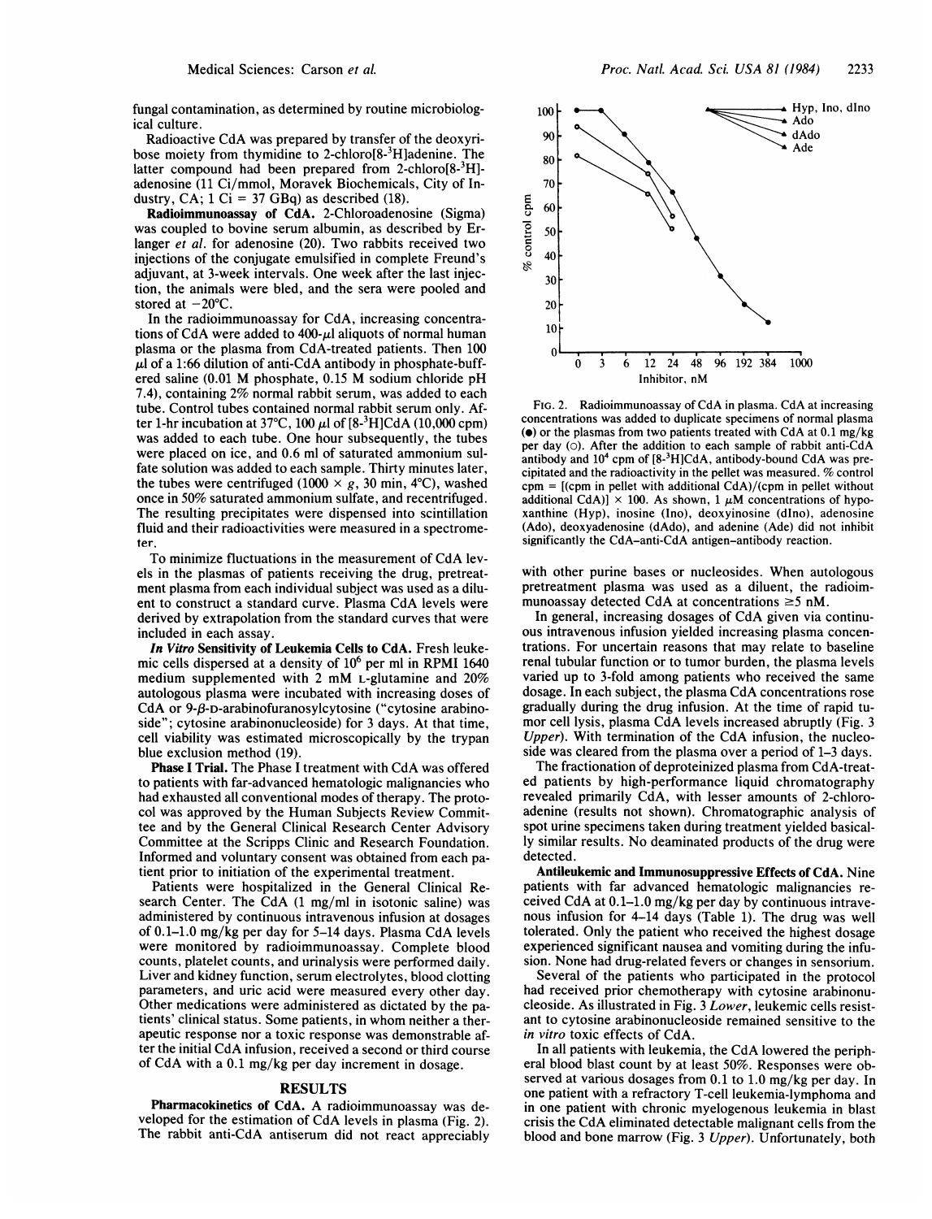fungal contamination, as determined by routine microbiological culture.

Radioactive CdA was prepared by transfer of the deoxyribose moiety from thymidine to 2-chloro[8-$^3$H]adenine. The latter compound had been prepared from 2-chloro[8-$^3$H]-adenosine (11 Ci/mmol, Moravek Biochemicals, City of Industry, CA; 1 Ci = 37 GBq) as described (18).

**Radioimmunoassay of CdA.** 2-Chloroadenosine (Sigma) was coupled to bovine serum albumin, as described by Erlanger *et al.* for adenosine (20). Two rabbits received two injections of the conjugate emulsified in complete Freund's adjuvant, at 3-week intervals. One week after the last injection, the animals were bled, and the sera were pooled and stored at −20°C.

In the radioimmunoassay for CdA, increasing concentrations of CdA were added to 400-μl aliquots of normal human plasma or the plasma from CdA-treated patients. Then 100 μl of a 1:66 dilution of anti-CdA antibody in phosphate-buffered saline (0.01 M phosphate, 0.15 M sodium chloride pH 7.4), containing 2% normal rabbit serum, was added to each tube. Control tubes contained normal rabbit serum only. After 1-hr incubation at 37°C, 100 μl of [8-$^3$H]CdA (10,000 cpm) was added to each tube. One hour subsequently, the tubes were placed on ice, and 0.6 ml of saturated ammonium sulfate solution was added to each sample. Thirty minutes later, the tubes were centrifuged (1000 × *g*, 30 min, 4°C), washed once in 50% saturated ammonium sulfate, and recentrifuged. The resulting precipitates were dispensed into scintillation fluid and their radioactivities were measured in a spectrometer.

To minimize fluctuations in the measurement of CdA levels in the plasmas of patients receiving the drug, pretreatment plasma from each individual subject was used as a diluent to construct a standard curve. Plasma CdA levels were derived by extrapolation from the standard curves that were included in each assay.

***In Vitro* Sensitivity of Leukemia Cells to CdA.** Fresh leukemic cells dispersed at a density of $10^6$ per ml in RPMI 1640 medium supplemented with 2 mM L-glutamine and 20% autologous plasma were incubated with increasing doses of CdA or 9-β-D-arabinofuranosylcytosine ("cytosine arabinoside"; cytosine arabinonucleoside) for 3 days. At that time, cell viability was estimated microscopically by the trypan blue exclusion method (19).

**Phase I Trial.** The Phase I treatment with CdA was offered to patients with far-advanced hematologic malignancies who had exhausted all conventional modes of therapy. The protocol was approved by the Human Subjects Review Committee and by the General Clinical Research Center Advisory Committee at the Scripps Clinic and Research Foundation. Informed and voluntary consent was obtained from each patient prior to initiation of the experimental treatment.

Patients were hospitalized in the General Clinical Research Center. The CdA (1 mg/ml in isotonic saline) was administered by continuous intravenous infusion at dosages of 0.1–1.0 mg/kg per day for 5–14 days. Plasma CdA levels were monitored by radioimmunoassay. Complete blood counts, platelet counts, and urinalysis were performed daily. Liver and kidney function, serum electrolytes, blood clotting parameters, and uric acid were measured every other day. Other medications were administered as dictated by the patients' clinical status. Some patients, in whom neither a therapeutic response nor a toxic response was demonstrable after the initial CdA infusion, received a second or third course of CdA with a 0.1 mg/kg per day increment in dosage.

## RESULTS

**Pharmacokinetics of CdA.** A radioimmunoassay was developed for the estimation of CdA levels in plasma (Fig. 2). The rabbit anti-CdA antiserum did not react appreciably with other purine bases or nucleosides. When autologous pretreatment plasma was used as a diluent, the radioimmunoassay detected CdA at concentrations ≥5 nM.

FIG. 2. Radioimmunoassay of CdA in plasma. CdA at increasing concentrations was added to duplicate specimens of normal plasma (●) or the plasmas from two patients treated with CdA at 0.1 mg/kg per day (○). After the addition to each sample of rabbit anti-CdA antibody and $10^4$ cpm of [8-$^3$H]CdA, antibody-bound CdA was precipitated and the radioactivity in the pellet was measured. % control cpm = [(cpm in pellet with additional CdA)/(cpm in pellet without additional CdA)] × 100. As shown, 1 μM concentrations of hypoxanthine (Hyp), inosine (Ino), deoxyinosine (dIno), adenosine (Ado), deoxyadenosine (dAdo), and adenine (Ade) did not inhibit significantly the CdA–anti-CdA antigen–antibody reaction.

In general, increasing dosages of CdA given via continuous intravenous infusion yielded increasing plasma concentrations. For uncertain reasons that may relate to baseline renal tubular function or to tumor burden, the plasma levels varied up to 3-fold among patients who received the same dosage. In each subject, the plasma CdA concentrations rose gradually during the drug infusion. At the time of rapid tumor cell lysis, plasma CdA levels increased abruptly (Fig. 3 *Upper*). With termination of the CdA infusion, the nucleoside was cleared from the plasma over a period of 1–3 days.

The fractionation of deproteinized plasma from CdA-treated patients by high-performance liquid chromatography revealed primarily CdA, with lesser amounts of 2-chloroadenine (results not shown). Chromatographic analysis of spot urine specimens taken during treatment yielded basically similar results. No deaminated products of the drug were detected.

**Antileukemic and Immunosuppressive Effects of CdA.** Nine patients with far advanced hematologic malignancies received CdA at 0.1–1.0 mg/kg per day by continuous intravenous infusion for 4–14 days (Table 1). The drug was well tolerated. Only the patient who received the highest dosage experienced significant nausea and vomiting during the infusion. None had drug-related fevers or changes in sensorium.

Several of the patients who participated in the protocol had received prior chemotherapy with cytosine arabinonucleoside. As illustrated in Fig. 3 *Lower*, leukemic cells resistant to cytosine arabinonucleoside remained sensitive to the *in vitro* toxic effects of CdA.

In all patients with leukemia, the CdA lowered the peripheral blood blast count by at least 50%. Responses were observed at various dosages from 0.1 to 1.0 mg/kg per day. In one patient with a refractory T-cell leukemia-lymphoma and in one patient with chronic myelogenous leukemia in blast crisis the CdA eliminated detectable malignant cells from the blood and bone marrow (Fig. 3 *Upper*). Unfortunately, both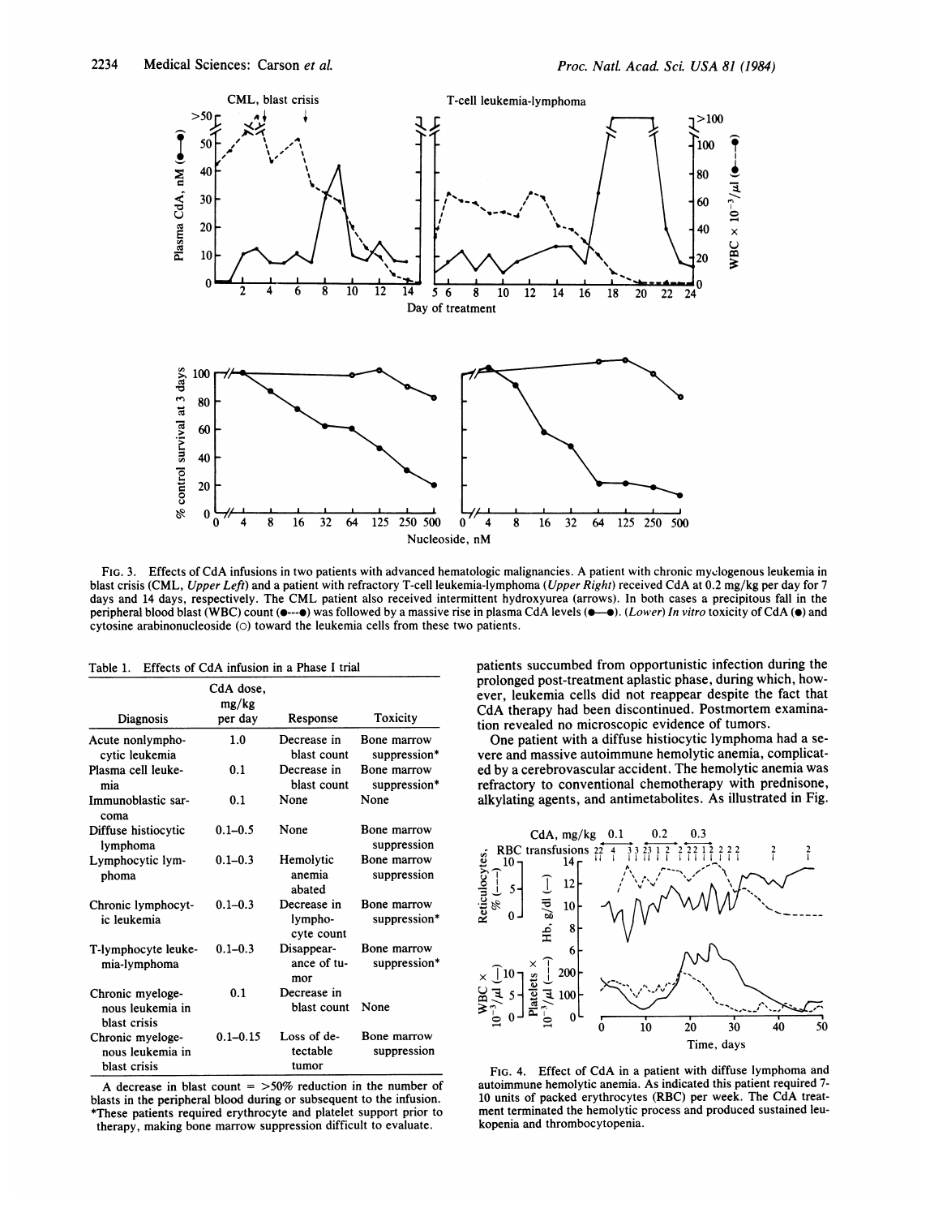FIG. 3. Effects of CdA infusions in two patients with advanced hematologic malignancies. A patient with chronic myelogenous leukemia in blast crisis (CML, *Upper Left*) and a patient with refractory T-cell leukemia-lymphoma (*Upper Right*) received CdA at 0.2 mg/kg per day for 7 days and 14 days, respectively. The CML patient also received intermittent hydroxyurea (arrows). In both cases a precipitous fall in the peripheral blood blast (WBC) count (●---●) was followed by a massive rise in plasma CdA levels (●—●). (*Lower*) *In vitro* toxicity of CdA (●) and cytosine arabinonucleoside (○) toward the leukemia cells from these two patients.

Table 1. Effects of CdA infusion in a Phase I trial

| Diagnosis | CdA dose, mg/kg per day | Response | Toxicity |
|---|---|---|---|
| Acute nonlymphocytic leukemia | 1.0 | Decrease in blast count | Bone marrow suppression* |
| Plasma cell leukemia | 0.1 | Decrease in blast count | Bone marrow suppression* |
| Immunoblastic sarcoma | 0.1 | None | None |
| Diffuse histiocytic lymphoma | 0.1–0.5 | None | Bone marrow suppression |
| Lymphocytic lymphoma | 0.1–0.3 | Hemolytic anemia abated | Bone marrow suppression |
| Chronic lymphocytic leukemia | 0.1–0.3 | Decrease in lymphocyte count | Bone marrow suppression* |
| T-lymphocyte leukemia-lymphoma | 0.1–0.3 | Disappearance of tumor | Bone marrow suppression* |
| Chronic myelogenous leukemia in blast crisis | 0.1 | Decrease in blast count | None |
| Chronic myelogenous leukemia in blast crisis | 0.1–0.15 | Loss of detectable tumor | Bone marrow suppression |

A decrease in blast count = >50% reduction in the number of blasts in the peripheral blood during or subsequent to the infusion.
*These patients required erythrocyte and platelet support prior to therapy, making bone marrow suppression difficult to evaluate.

patients succumbed from opportunistic infection during the prolonged post-treatment aplastic phase, during which, however, leukemia cells did not reappear despite the fact that CdA therapy had been discontinued. Postmortem examination revealed no microscopic evidence of tumors.

One patient with a diffuse histiocytic lymphoma had a severe and massive autoimmune hemolytic anemia, complicated by a cerebrovascular accident. The hemolytic anemia was refractory to conventional chemotherapy with prednisone, alkylating agents, and antimetabolites. As illustrated in Fig.

FIG. 4. Effect of CdA in a patient with diffuse lymphoma and autoimmune hemolytic anemia. As indicated this patient required 7-10 units of packed erythrocytes (RBC) per week. The CdA treatment terminated the hemolytic process and produced sustained leukopenia and thrombocytopenia.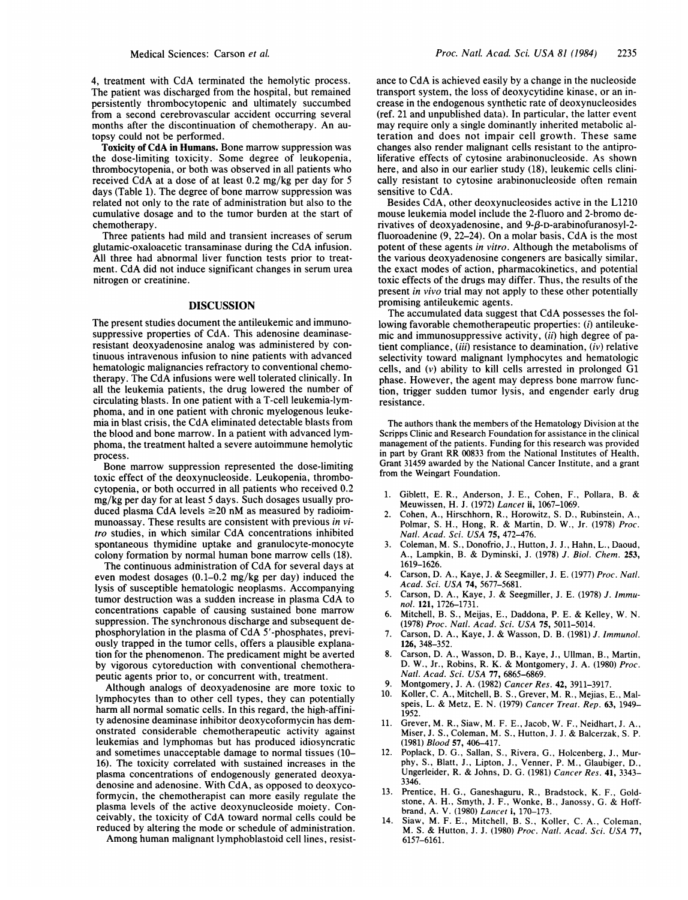4, treatment with CdA terminated the hemolytic process. The patient was discharged from the hospital, but remained persistently thrombocytopenic and ultimately succumbed from a second cerebrovascular accident occurring several months after the discontinuation of chemotherapy. An autopsy could not be performed.

**Toxicity of CdA in Humans.** Bone marrow suppression was the dose-limiting toxicity. Some degree of leukopenia, thrombocytopenia, or both was observed in all patients who received CdA at a dose of at least 0.2 mg/kg per day for 5 days (Table 1). The degree of bone marrow suppression was related not only to the rate of administration but also to the cumulative dosage and to the tumor burden at the start of chemotherapy.

Three patients had mild and transient increases of serum glutamic-oxaloacetic transaminase during the CdA infusion. All three had abnormal liver function tests prior to treatment. CdA did not induce significant changes in serum urea nitrogen or creatinine.

## DISCUSSION

The present studies document the antileukemic and immunosuppressive properties of CdA. This adenosine deaminase-resistant deoxyadenosine analog was administered by continuous intravenous infusion to nine patients with advanced hematologic malignancies refractory to conventional chemotherapy. The CdA infusions were well tolerated clinically. In all the leukemia patients, the drug lowered the number of circulating blasts. In one patient with a T-cell leukemia-lymphoma, and in one patient with chronic myelogenous leukemia in blast crisis, the CdA eliminated detectable blasts from the blood and bone marrow. In a patient with advanced lymphoma, the treatment halted a severe autoimmune hemolytic process.

Bone marrow suppression represented the dose-limiting toxic effect of the deoxynucleoside. Leukopenia, thrombocytopenia, or both occurred in all patients who received 0.2 mg/kg per day for at least 5 days. Such dosages usually produced plasma CdA levels ≥20 nM as measured by radioimmunoassay. These results are consistent with previous *in vitro* studies, in which similar CdA concentrations inhibited spontaneous thymidine uptake and granulocyte-monocyte colony formation by normal human bone marrow cells (18).

The continuous administration of CdA for several days at even modest dosages (0.1–0.2 mg/kg per day) induced the lysis of susceptible hematologic neoplasms. Accompanying tumor destruction was a sudden increase in plasma CdA to concentrations capable of causing sustained bone marrow suppression. The synchronous discharge and subsequent dephosphorylation in the plasma of CdA 5′-phosphates, previously trapped in the tumor cells, offers a plausible explanation for the phenomenon. The predicament might be averted by vigorous cytoreduction with conventional chemotherapeutic agents prior to, or concurrent with, treatment.

Although analogs of deoxyadenosine are more toxic to lymphocytes than to other cell types, they can potentially harm all normal somatic cells. In this regard, the high-affinity adenosine deaminase inhibitor deoxycoformycin has demonstrated considerable chemotherapeutic activity against leukemias and lymphomas but has produced idiosyncratic and sometimes unacceptable damage to normal tissues (10–16). The toxicity correlated with sustained increases in the plasma concentrations of endogenously generated deoxyadenosine and adenosine. With CdA, as opposed to deoxycoformycin, the chemotherapist can more easily regulate the plasma levels of the active deoxynucleoside moiety. Conceivably, the toxicity of CdA toward normal cells could be reduced by altering the mode or schedule of administration.

Among human malignant lymphoblastoid cell lines, resistance to CdA is achieved easily by a change in the nucleoside transport system, the loss of deoxycytidine kinase, or an increase in the endogenous synthetic rate of deoxynucleosides (ref. 21 and unpublished data). In particular, the latter event may require only a single dominantly inherited metabolic alteration and does not impair cell growth. These same changes also render malignant cells resistant to the antiproliferative effects of cytosine arabinonucleoside. As shown here, and also in our earlier study (18), leukemic cells clinically resistant to cytosine arabinonucleoside often remain sensitive to CdA.

Besides CdA, other deoxynucleosides active in the L1210 mouse leukemia model include the 2-fluoro and 2-bromo derivatives of deoxyadenosine, and 9-β-D-arabinofuranosyl-2-fluoroadenine (9, 22–24). On a molar basis, CdA is the most potent of these agents *in vitro*. Although the metabolisms of the various deoxyadenosine congeners are basically similar, the exact modes of action, pharmacokinetics, and potential toxic effects of the drugs may differ. Thus, the results of the present *in vivo* trial may not apply to these other potentially promising antileukemic agents.

The accumulated data suggest that CdA possesses the following favorable chemotherapeutic properties: (*i*) antileukemic and immunosuppressive activity, (*ii*) high degree of patient compliance, (*iii*) resistance to deamination, (*iv*) relative selectivity toward malignant lymphocytes and hematologic cells, and (*v*) ability to kill cells arrested in prolonged G1 phase. However, the agent may depress bone marrow function, trigger sudden tumor lysis, and engender early drug resistance.

The authors thank the members of the Hematology Division at the Scripps Clinic and Research Foundation for assistance in the clinical management of the patients. Funding for this research was provided in part by Grant RR 00833 from the National Institutes of Health, Grant 31459 awarded by the National Cancer Institute, and a grant from the Weingart Foundation.

1. Giblett, E. R., Anderson, J. E., Cohen, F., Pollara, B. & Meuwissen, H. J. (1972) *Lancet* **ii**, 1067–1069.
2. Cohen, A., Hirschhorn, R., Horowitz, S. D., Rubinstein, A., Polmar, S. H., Hong, R. & Martin, D. W., Jr. (1978) *Proc. Natl. Acad. Sci. USA* **75**, 472–476.
3. Coleman, M. S., Donofrio, J., Hutton, J. J., Hahn, L., Daoud, A., Lampkin, B. & Dyminski, J. (1978) *J. Biol. Chem.* **253**, 1619–1626.
4. Carson, D. A., Kaye, J. & Seegmiller, J. E. (1977) *Proc. Natl. Acad. Sci. USA* **74**, 5677–5681.
5. Carson, D. A., Kaye, J. & Seegmiller, J. E. (1978) *J. Immunol.* **121**, 1726–1731.
6. Mitchell, B. S., Meijas, E., Daddona, P. E. & Kelley, W. N. (1978) *Proc. Natl. Acad. Sci. USA* **75**, 5011–5014.
7. Carson, D. A., Kaye, J. & Wasson, D. B. (1981) *J. Immunol.* **126**, 348–352.
8. Carson, D. A., Wasson, D. B., Kaye, J., Ullman, B., Martin, D. W., Jr., Robins, R. K. & Montgomery, J. A. (1980) *Proc. Natl. Acad. Sci. USA* **77**, 6865–6869.
9. Montgomery, J. A. (1982) *Cancer Res.* **42**, 3911–3917.
10. Koller, C. A., Mitchell, B. S., Grever, M. R., Mejias, E., Malspeis, L. & Metz, E. N. (1979) *Cancer Treat. Rep.* **63**, 1949–1952.
11. Grever, M. R., Siaw, M. F. E., Jacob, W. F., Neidhart, J. A., Miser, J. S., Coleman, M. S., Hutton, J. J. & Balcerzak, S. P. (1981) *Blood* **57**, 406–417.
12. Poplack, D. G., Sallan, S., Rivera, G., Holcenberg, J., Murphy, S., Blatt, J., Lipton, J., Venner, P. M., Glaubiger, D., Ungerleider, R. & Johns, D. G. (1981) *Cancer Res.* **41**, 3343–3346.
13. Prentice, H. G., Ganeshaguru, R., Bradstock, K. F., Goldstone, A. H., Smyth, J. F., Wonke, B., Janossy, G. & Hoffbrand, A. V. (1980) *Lancet* **i**, 170–173.
14. Siaw, M. F. E., Mitchell, B. S., Koller, C. A., Coleman, M. S. & Hutton, J. J. (1980) *Proc. Natl. Acad. Sci. USA* **77**, 6157–6161.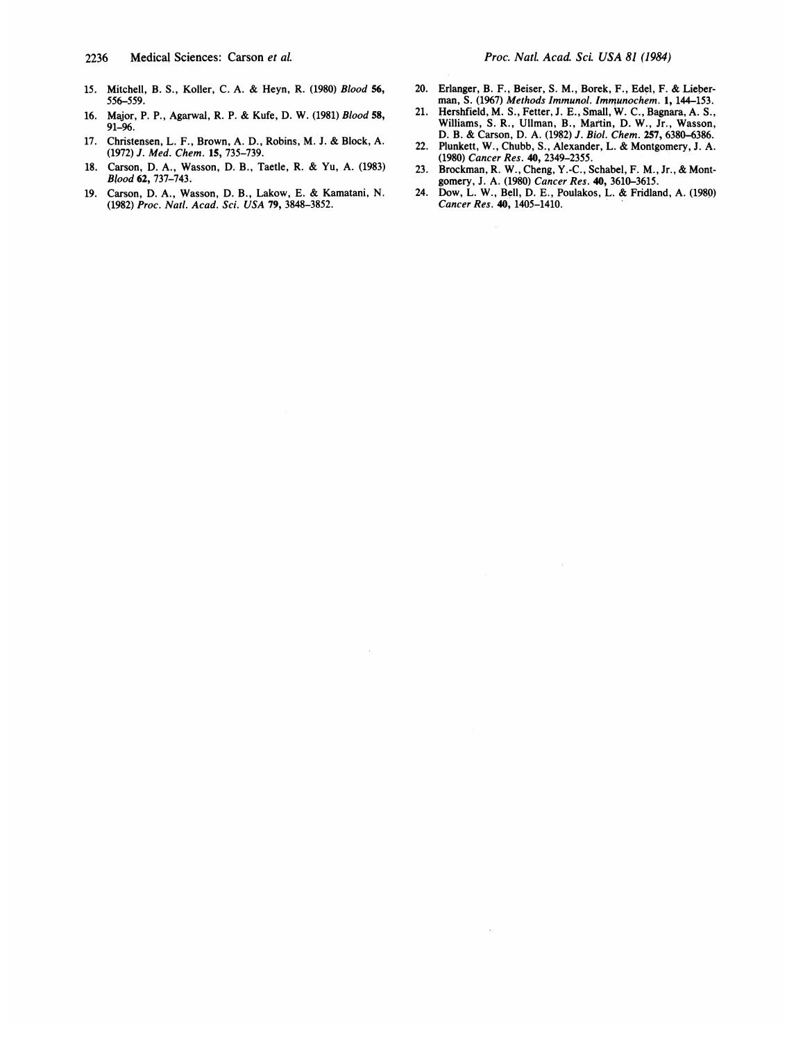15. Mitchell, B. S., Koller, C. A. & Heyn, R. (1980) *Blood* **56**, 556–559.
16. Major, P. P., Agarwal, R. P. & Kufe, D. W. (1981) *Blood* **58**, 91–96.
17. Christensen, L. F., Brown, A. D., Robins, M. J. & Block, A. (1972) *J. Med. Chem.* **15**, 735–739.
18. Carson, D. A., Wasson, D. B., Taetle, R. & Yu, A. (1983) *Blood* **62**, 737–743.
19. Carson, D. A., Wasson, D. B., Lakow, E. & Kamatani, N. (1982) *Proc. Natl. Acad. Sci. USA* **79**, 3848–3852.
20. Erlanger, B. F., Beiser, S. M., Borek, F., Edel, F. & Lieberman, S. (1967) *Methods Immunol. Immunochem.* **1**, 144–153.
21. Hershfield, M. S., Fetter, J. E., Small, W. C., Bagnara, A. S., Williams, S. R., Ullman, B., Martin, D. W., Jr., Wasson, D. B. & Carson, D. A. (1982) *J. Biol. Chem.* **257**, 6380–6386.
22. Plunkett, W., Chubb, S., Alexander, L. & Montgomery, J. A. (1980) *Cancer Res.* **40**, 2349–2355.
23. Brockman, R. W., Cheng, Y.-C., Schabel, F. M., Jr., & Montgomery, J. A. (1980) *Cancer Res.* **40**, 3610–3615.
24. Dow, L. W., Bell, D. E., Poulakos, L. & Fridland, A. (1980) *Cancer Res.* **40**, 1405–1410.